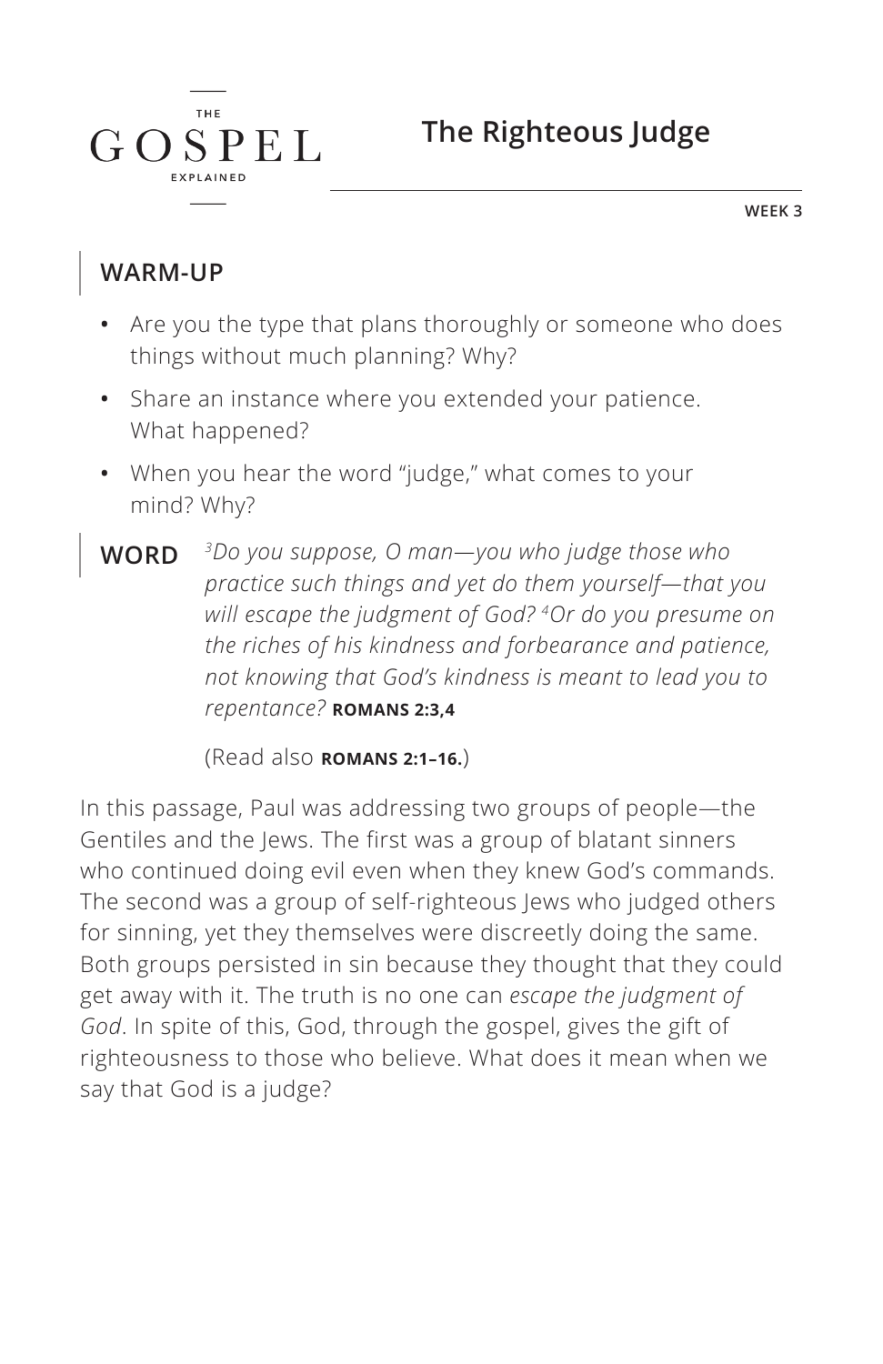THE GOSPEL EXPLAINED

# The Righteous Judge

WEEK 3

## WARM-UP

- Are you the type that plans thoroughly or someone who does things without much planning? Why?
- Share an instance where you extended your patience. What happened?
- When you hear the word "judge," what comes to your mind? Why?

## WORD

*[3]Do you suppose, O man—you who judge those who practice such things and yet do them yourself—that you will escape the judgment of God? [4]Or do you presume on the riches of his kindness and forbearance and patience, not knowing that God's kindness is meant to lead you to repentance?* **ROMANS 2:3,4**

(Read also **ROMANS 2:1–16.**)

In this passage, Paul was addressing two groups of people—the Gentiles and the Jews. The first was a group of blatant sinners who continued doing evil even when they knew God's commands. The second was a group of self-righteous Jews who judged others for sinning, yet they themselves were discreetly doing the same. Both groups persisted in sin because they thought that they could get away with it. The truth is no one can *escape the judgment of God*. In spite of this, God, through the gospel, gives the gift of righteousness to those who believe. What does it mean when we say that God is a judge?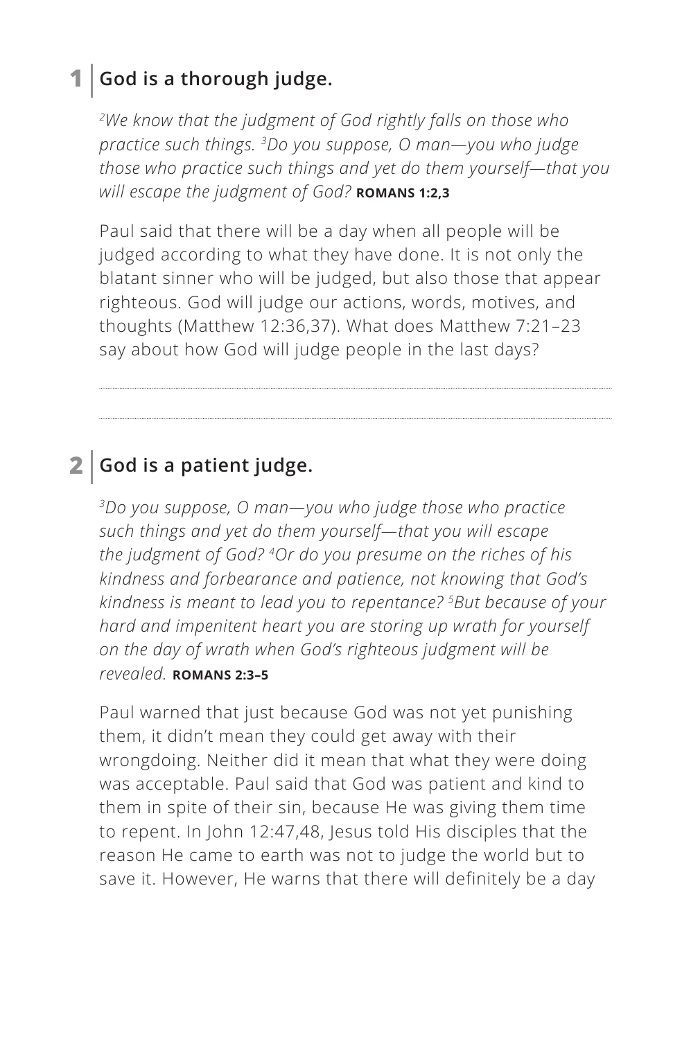## 1 God is a thorough judge.

*[2]We know that the judgment of God rightly falls on those who practice such things. [3]Do you suppose, O man—you who judge those who practice such things and yet do them yourself—that you will escape the judgment of God?* **ROMANS 1:2,3**

Paul said that there will be a day when all people will be judged according to what they have done. It is not only the blatant sinner who will be judged, but also those that appear righteous. God will judge our actions, words, motives, and thoughts (Matthew 12:36,37). What does Matthew 7:21–23 say about how God will judge people in the last days?

## 2 God is a patient judge.

*[3]Do you suppose, O man—you who judge those who practice such things and yet do them yourself—that you will escape the judgment of God? [4]Or do you presume on the riches of his kindness and forbearance and patience, not knowing that God's kindness is meant to lead you to repentance? [5]But because of your hard and impenitent heart you are storing up wrath for yourself on the day of wrath when God's righteous judgment will be revealed.* **ROMANS 2:3–5**

Paul warned that just because God was not yet punishing them, it didn't mean they could get away with their wrongdoing. Neither did it mean that what they were doing was acceptable. Paul said that God was patient and kind to them in spite of their sin, because He was giving them time to repent. In John 12:47,48, Jesus told His disciples that the reason He came to earth was not to judge the world but to save it. However, He warns that there will definitely be a day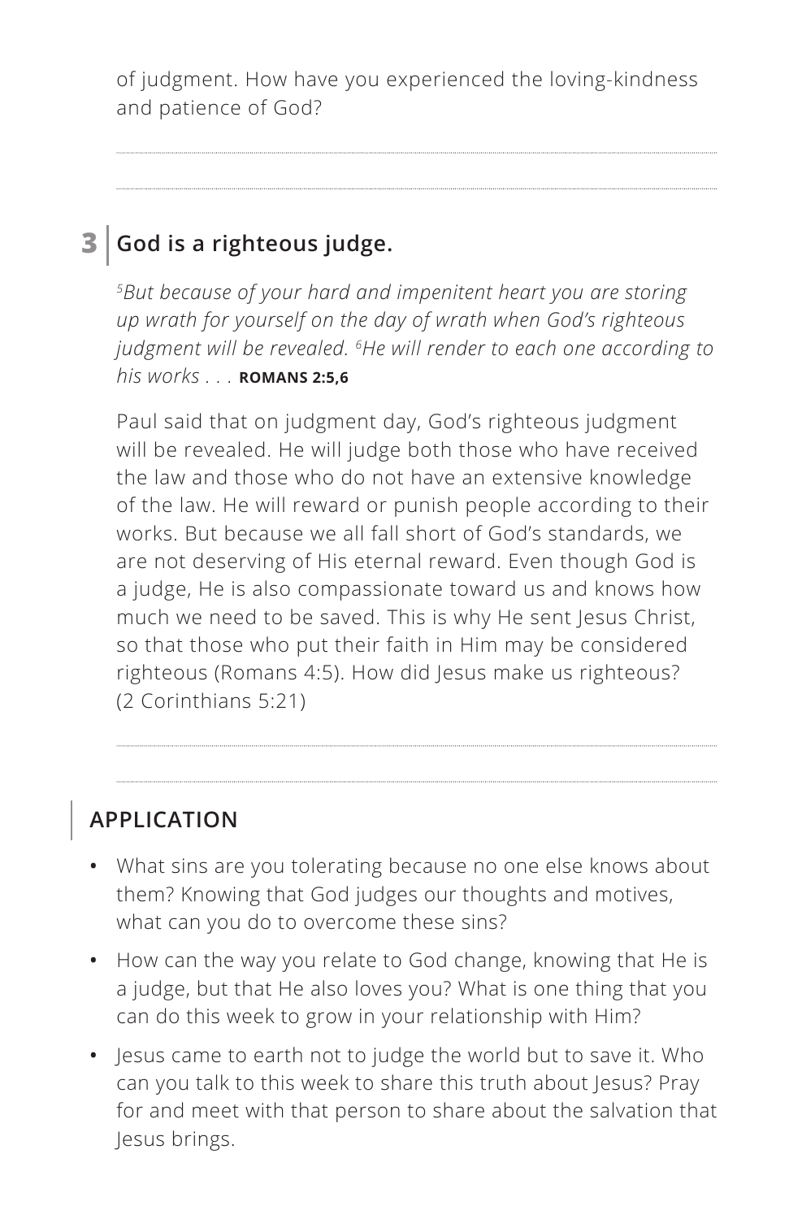of judgment. How have you experienced the loving-kindness and patience of God?

## 3 God is a righteous judge.

*[5]But because of your hard and impenitent heart you are storing up wrath for yourself on the day of wrath when God's righteous judgment will be revealed. [6]He will render to each one according to his works . . .* **ROMANS 2:5,6**

Paul said that on judgment day, God's righteous judgment will be revealed. He will judge both those who have received the law and those who do not have an extensive knowledge of the law. He will reward or punish people according to their works. But because we all fall short of God's standards, we are not deserving of His eternal reward. Even though God is a judge, He is also compassionate toward us and knows how much we need to be saved. This is why He sent Jesus Christ, so that those who put their faith in Him may be considered righteous (Romans 4:5). How did Jesus make us righteous? (2 Corinthians 5:21)

## APPLICATION

- What sins are you tolerating because no one else knows about them? Knowing that God judges our thoughts and motives, what can you do to overcome these sins?
- How can the way you relate to God change, knowing that He is a judge, but that He also loves you? What is one thing that you can do this week to grow in your relationship with Him?
- Jesus came to earth not to judge the world but to save it. Who can you talk to this week to share this truth about Jesus? Pray for and meet with that person to share about the salvation that Jesus brings.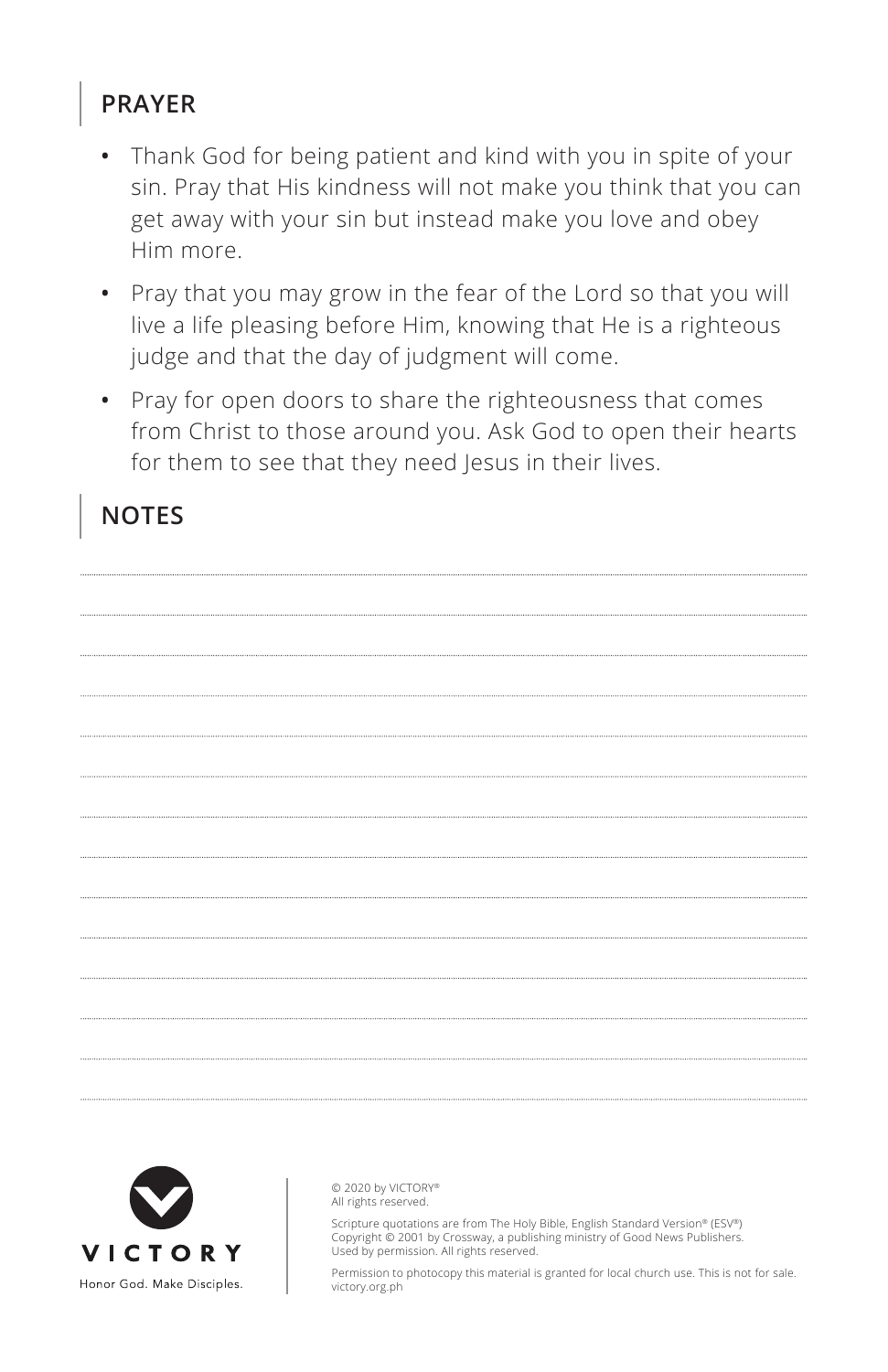## PRAYER

- Thank God for being patient and kind with you in spite of your sin. Pray that His kindness will not make you think that you can get away with your sin but instead make you love and obey Him more.
- Pray that you may grow in the fear of the Lord so that you will live a life pleasing before Him, knowing that He is a righteous judge and that the day of judgment will come.
- Pray for open doors to share the righteousness that comes from Christ to those around you. Ask God to open their hearts for them to see that they need Jesus in their lives.

## NOTES

VICTORY

Honor God. Make Disciples.

© 2020 by VICTORY®
All rights reserved.

Scripture quotations are from The Holy Bible, English Standard Version® (ESV®) Copyright © 2001 by Crossway, a publishing ministry of Good News Publishers. Used by permission. All rights reserved.

Permission to photocopy this material is granted for local church use. This is not for sale. victory.org.ph